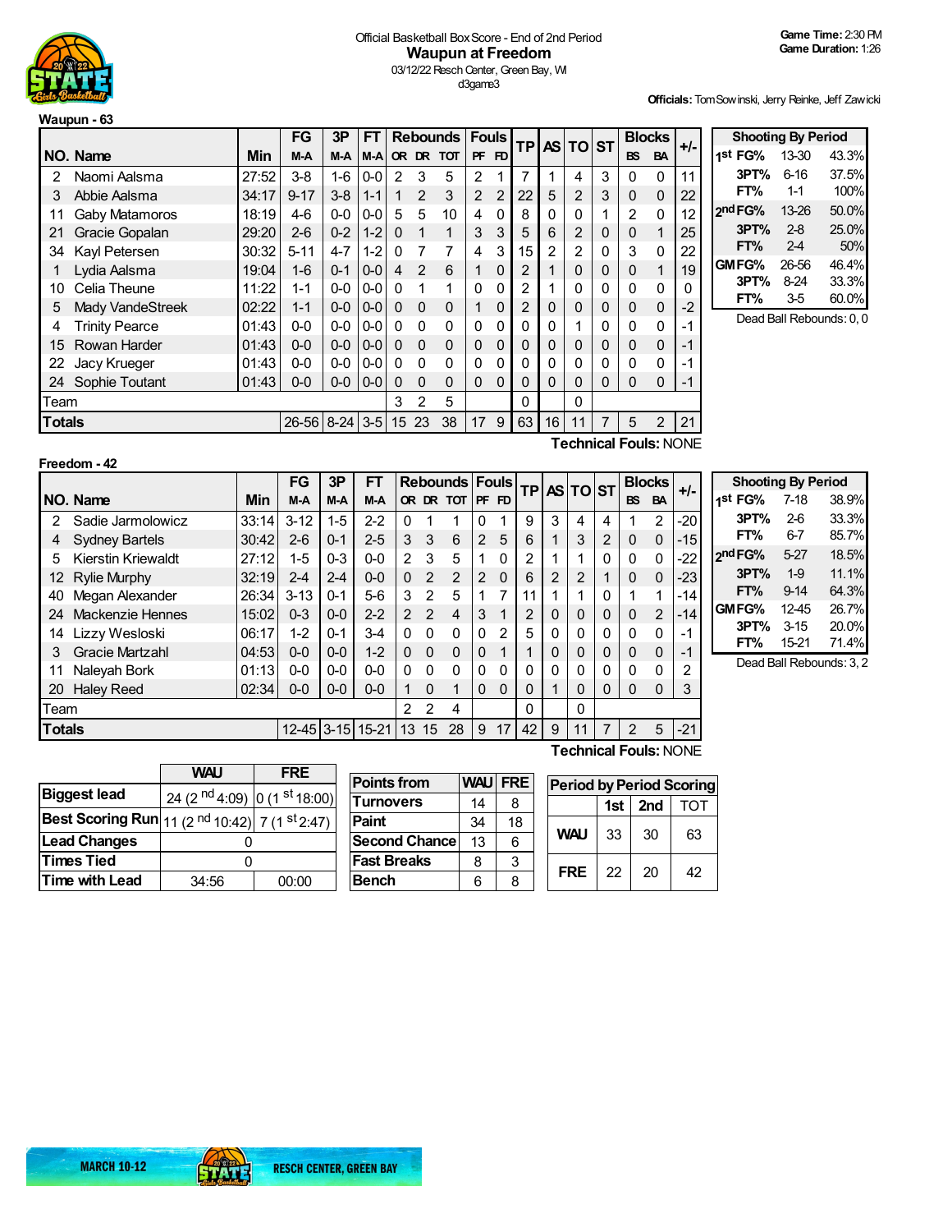Official Basketball Box Score - End of 2nd Period

# Waupun at Freedom

03/12/22 Resch Center, Green Bay, WI

d3game3

**Game Time:** 2:30 PM
**Game Duration:** 1:26

**Officials:** Tom Sowinski, Jerry Reinke, Jeff Zawicki

## Waupun - 63

| NO. | Name | Min | FG M-A | 3P M-A | FT M-A | OR | DR | TOT | PF | FD | TP | AS | TO | ST | BS | BA | +/- |
|---|---|---|---|---|---|---|---|---|---|---|---|---|---|---|---|---|---|
| 2 | Naomi Aalsma | 27:52 | 3-8 | 1-6 | 0-0 | 2 | 3 | 5 | 2 | 1 | 7 | 1 | 4 | 3 | 0 | 0 | 11 |
| 3 | Abbie Aalsma | 34:17 | 9-17 | 3-8 | 1-1 | 1 | 2 | 3 | 2 | 2 | 22 | 5 | 2 | 3 | 0 | 0 | 22 |
| 11 | Gaby Matamoros | 18:19 | 4-6 | 0-0 | 0-0 | 5 | 5 | 10 | 4 | 0 | 8 | 0 | 0 | 1 | 2 | 0 | 12 |
| 21 | Gracie Gopalan | 29:20 | 2-6 | 0-2 | 1-2 | 0 | 1 | 1 | 3 | 3 | 5 | 6 | 2 | 0 | 0 | 1 | 25 |
| 34 | Kayl Petersen | 30:32 | 5-11 | 4-7 | 1-2 | 0 | 7 | 7 | 4 | 3 | 15 | 2 | 2 | 0 | 3 | 0 | 22 |
| 1 | Lydia Aalsma | 19:04 | 1-6 | 0-1 | 0-0 | 4 | 2 | 6 | 1 | 0 | 2 | 1 | 0 | 0 | 0 | 1 | 19 |
| 10 | Celia Theune | 11:22 | 1-1 | 0-0 | 0-0 | 0 | 1 | 1 | 0 | 0 | 2 | 1 | 0 | 0 | 0 | 0 | 0 |
| 5 | Mady VandeStreek | 02:22 | 1-1 | 0-0 | 0-0 | 0 | 0 | 0 | 1 | 0 | 2 | 0 | 0 | 0 | 0 | 0 | -2 |
| 4 | Trinity Pearce | 01:43 | 0-0 | 0-0 | 0-0 | 0 | 0 | 0 | 0 | 0 | 0 | 0 | 1 | 0 | 0 | 0 | -1 |
| 15 | Rowan Harder | 01:43 | 0-0 | 0-0 | 0-0 | 0 | 0 | 0 | 0 | 0 | 0 | 0 | 0 | 0 | 0 | 0 | -1 |
| 22 | Jacy Krueger | 01:43 | 0-0 | 0-0 | 0-0 | 0 | 0 | 0 | 0 | 0 | 0 | 0 | 0 | 0 | 0 | 0 | -1 |
| 24 | Sophie Toutant | 01:43 | 0-0 | 0-0 | 0-0 | 0 | 0 | 0 | 0 | 0 | 0 | 0 | 0 | 0 | 0 | 0 | -1 |
| | Team | | | | | 3 | 2 | 5 | | | 0 | | 0 | | | | |
| | **Totals** | | 26-56 | 8-24 | 3-5 | 15 | 23 | 38 | 17 | 9 | 63 | 16 | 11 | 7 | 5 | 2 | 21 |

**Technical Fouls:** NONE

| Shooting By Period | | |
|---|---|---|
| 1st FG% | 13-30 | 43.3% |
| 3PT% | 6-16 | 37.5% |
| FT% | 1-1 | 100% |
| 2nd FG% | 13-26 | 50.0% |
| 3PT% | 2-8 | 25.0% |
| FT% | 2-4 | 50% |
| GM FG% | 26-56 | 46.4% |
| 3PT% | 8-24 | 33.3% |
| FT% | 3-5 | 60.0% |

Dead Ball Rebounds: 0, 0

## Freedom - 42

| NO. | Name | Min | FG M-A | 3P M-A | FT M-A | OR | DR | TOT | PF | FD | TP | AS | TO | ST | BS | BA | +/- |
|---|---|---|---|---|---|---|---|---|---|---|---|---|---|---|---|---|---|
| 2 | Sadie Jarmolowicz | 33:14 | 3-12 | 1-5 | 2-2 | 0 | 1 | 1 | 0 | 1 | 9 | 3 | 4 | 4 | 1 | 2 | -20 |
| 4 | Sydney Bartels | 30:42 | 2-6 | 0-1 | 2-5 | 3 | 3 | 6 | 2 | 5 | 6 | 1 | 3 | 2 | 0 | 0 | -15 |
| 5 | Kierstin Kriewaldt | 27:12 | 1-5 | 0-3 | 0-0 | 2 | 3 | 5 | 1 | 0 | 2 | 1 | 1 | 0 | 0 | 0 | -22 |
| 12 | Rylie Murphy | 32:19 | 2-4 | 2-4 | 0-0 | 0 | 2 | 2 | 2 | 0 | 6 | 2 | 2 | 1 | 0 | 0 | -23 |
| 40 | Megan Alexander | 26:34 | 3-13 | 0-1 | 5-6 | 3 | 2 | 5 | 1 | 7 | 11 | 1 | 1 | 0 | 1 | 1 | -14 |
| 24 | Mackenzie Hennes | 15:02 | 0-3 | 0-0 | 2-2 | 2 | 2 | 4 | 3 | 1 | 2 | 0 | 0 | 0 | 0 | 2 | -14 |
| 14 | Lizzy Wesloski | 06:17 | 1-2 | 0-1 | 3-4 | 0 | 0 | 0 | 0 | 2 | 5 | 0 | 0 | 0 | 0 | 0 | -1 |
| 3 | Gracie Martzahl | 04:53 | 0-0 | 0-0 | 1-2 | 0 | 0 | 0 | 0 | 1 | 1 | 0 | 0 | 0 | 0 | 0 | -1 |
| 11 | Naleyah Bork | 01:13 | 0-0 | 0-0 | 0-0 | 0 | 0 | 0 | 0 | 0 | 0 | 0 | 0 | 0 | 0 | 0 | 2 |
| 20 | Haley Reed | 02:34 | 0-0 | 0-0 | 0-0 | 1 | 0 | 1 | 0 | 0 | 0 | 1 | 0 | 0 | 0 | 0 | 3 |
| | Team | | | | | 2 | 2 | 4 | | | 0 | | 0 | | | | |
| | **Totals** | | 12-45 | 3-15 | 15-21 | 13 | 15 | 28 | 9 | 17 | 42 | 9 | 11 | 7 | 2 | 5 | -21 |

**Technical Fouls:** NONE

| Shooting By Period | | |
|---|---|---|
| 1st FG% | 7-18 | 38.9% |
| 3PT% | 2-6 | 33.3% |
| FT% | 6-7 | 85.7% |
| 2nd FG% | 5-27 | 18.5% |
| 3PT% | 1-9 | 11.1% |
| FT% | 9-14 | 64.3% |
| GM FG% | 12-45 | 26.7% |
| 3PT% | 3-15 | 20.0% |
| FT% | 15-21 | 71.4% |

Dead Ball Rebounds: 3, 2

| | WAU | FRE |
|---|---|---|
| Biggest lead | 24 (2nd 4:09) | 0 (1st 18:00) |
| Best Scoring Run | 11 (2nd 10:42) | 7 (1st 2:47) |
| Lead Changes | 0 | |
| Times Tied | 0 | |
| Time with Lead | 34:56 | 00:00 |

| Points from | WAU | FRE |
|---|---|---|
| Turnovers | 14 | 8 |
| Paint | 34 | 18 |
| Second Chance | 13 | 6 |
| Fast Breaks | 8 | 3 |
| Bench | 6 | 8 |

| Period by Period Scoring | 1st | 2nd | TOT |
|---|---|---|---|
| WAU | 33 | 30 | 63 |
| FRE | 22 | 20 | 42 |

MARCH 10-12 RESCH CENTER, GREEN BAY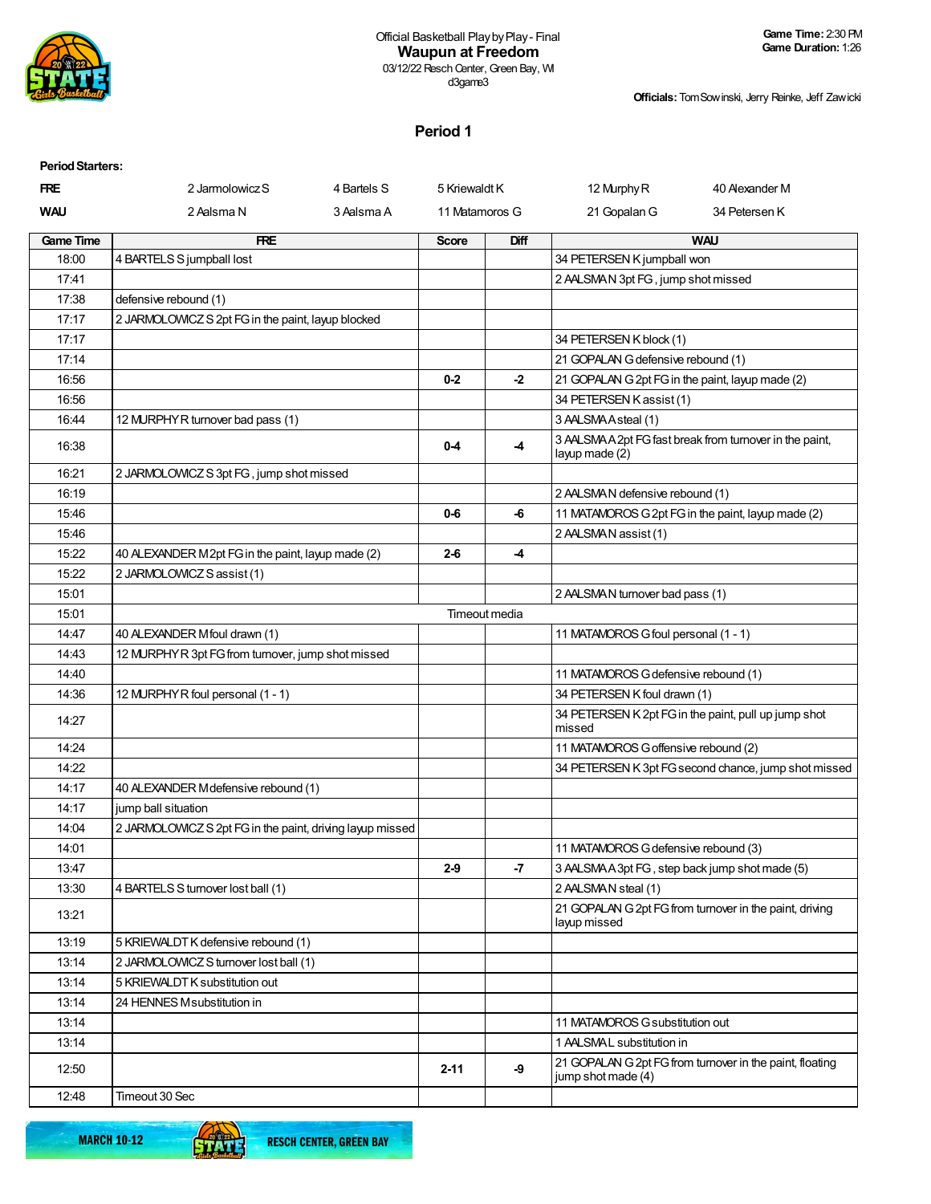Official Basketball Play by Play - Final

**Waupun at Freedom**

03/12/22 Resch Center, Green Bay, WI

d3game3

**Game Time:** 2:30 PM
**Game Duration:** 1:26

**Officials:** Tom Sowinski, Jerry Reinke, Jeff Zawicki

## Period 1

**Period Starters:**

| | | | | | |
|---|---|---|---|---|---|
| **FRE** | 2 Jarmolowicz S | 4 Bartels S | 5 Kriewaldt K | 12 Murphy R | 40 Alexander M |
| **WAU** | 2 Aalsma N | 3 Aalsma A | 11 Matamoros G | 21 Gopalan G | 34 Petersen K |

| Game Time | FRE | Score | Diff | WAU |
|---|---|---|---|---|
| 18:00 | 4 BARTELS S jumpball lost | | | 34 PETERSEN K jumpball won |
| 17:41 | | | | 2 AALSMA N 3pt FG , jump shot missed |
| 17:38 | defensive rebound (1) | | | |
| 17:17 | 2 JARMOLOWICZ S 2pt FG in the paint, layup blocked | | | |
| 17:17 | | | | 34 PETERSEN K block (1) |
| 17:14 | | | | 21 GOPALAN G defensive rebound (1) |
| 16:56 | | 0-2 | -2 | 21 GOPALAN G 2pt FG in the paint, layup made (2) |
| 16:56 | | | | 34 PETERSEN K assist (1) |
| 16:44 | 12 MURPHY R turnover bad pass (1) | | | 3 AALSMA A steal (1) |
| 16:38 | | 0-4 | -4 | 3 AALSMA A 2pt FG fast break from turnover in the paint, layup made (2) |
| 16:21 | 2 JARMOLOWICZ S 3pt FG , jump shot missed | | | |
| 16:19 | | | | 2 AALSMA N defensive rebound (1) |
| 15:46 | | 0-6 | -6 | 11 MATAMOROS G 2pt FG in the paint, layup made (2) |
| 15:46 | | | | 2 AALSMA N assist (1) |
| 15:22 | 40 ALEXANDER M 2pt FG in the paint, layup made (2) | 2-6 | -4 | |
| 15:22 | 2 JARMOLOWICZ S assist (1) | | | |
| 15:01 | | | | 2 AALSMA N turnover bad pass (1) |
| 15:01 | Timeout media | | | |
| 14:47 | 40 ALEXANDER M foul drawn (1) | | | 11 MATAMOROS G foul personal (1 - 1) |
| 14:43 | 12 MURPHY R 3pt FG from turnover, jump shot missed | | | |
| 14:40 | | | | 11 MATAMOROS G defensive rebound (1) |
| 14:36 | 12 MURPHY R foul personal (1 - 1) | | | 34 PETERSEN K foul drawn (1) |
| 14:27 | | | | 34 PETERSEN K 2pt FG in the paint, pull up jump shot missed |
| 14:24 | | | | 11 MATAMOROS G offensive rebound (2) |
| 14:22 | | | | 34 PETERSEN K 3pt FG second chance, jump shot missed |
| 14:17 | 40 ALEXANDER M defensive rebound (1) | | | |
| 14:17 | jump ball situation | | | |
| 14:04 | 2 JARMOLOWICZ S 2pt FG in the paint, driving layup missed | | | |
| 14:01 | | | | 11 MATAMOROS G defensive rebound (3) |
| 13:47 | | 2-9 | -7 | 3 AALSMA A 3pt FG , step back jump shot made (5) |
| 13:30 | 4 BARTELS S turnover lost ball (1) | | | 2 AALSMA N steal (1) |
| 13:21 | | | | 21 GOPALAN G 2pt FG from turnover in the paint, driving layup missed |
| 13:19 | 5 KRIEWALDT K defensive rebound (1) | | | |
| 13:14 | 2 JARMOLOWICZ S turnover lost ball (1) | | | |
| 13:14 | 5 KRIEWALDT K substitution out | | | |
| 13:14 | 24 HENNES M substitution in | | | |
| 13:14 | | | | 11 MATAMOROS G substitution out |
| 13:14 | | | | 1 AALSMA L substitution in |
| 12:50 | | 2-11 | -9 | 21 GOPALAN G 2pt FG from turnover in the paint, floating jump shot made (4) |
| 12:48 | Timeout 30 Sec | | | |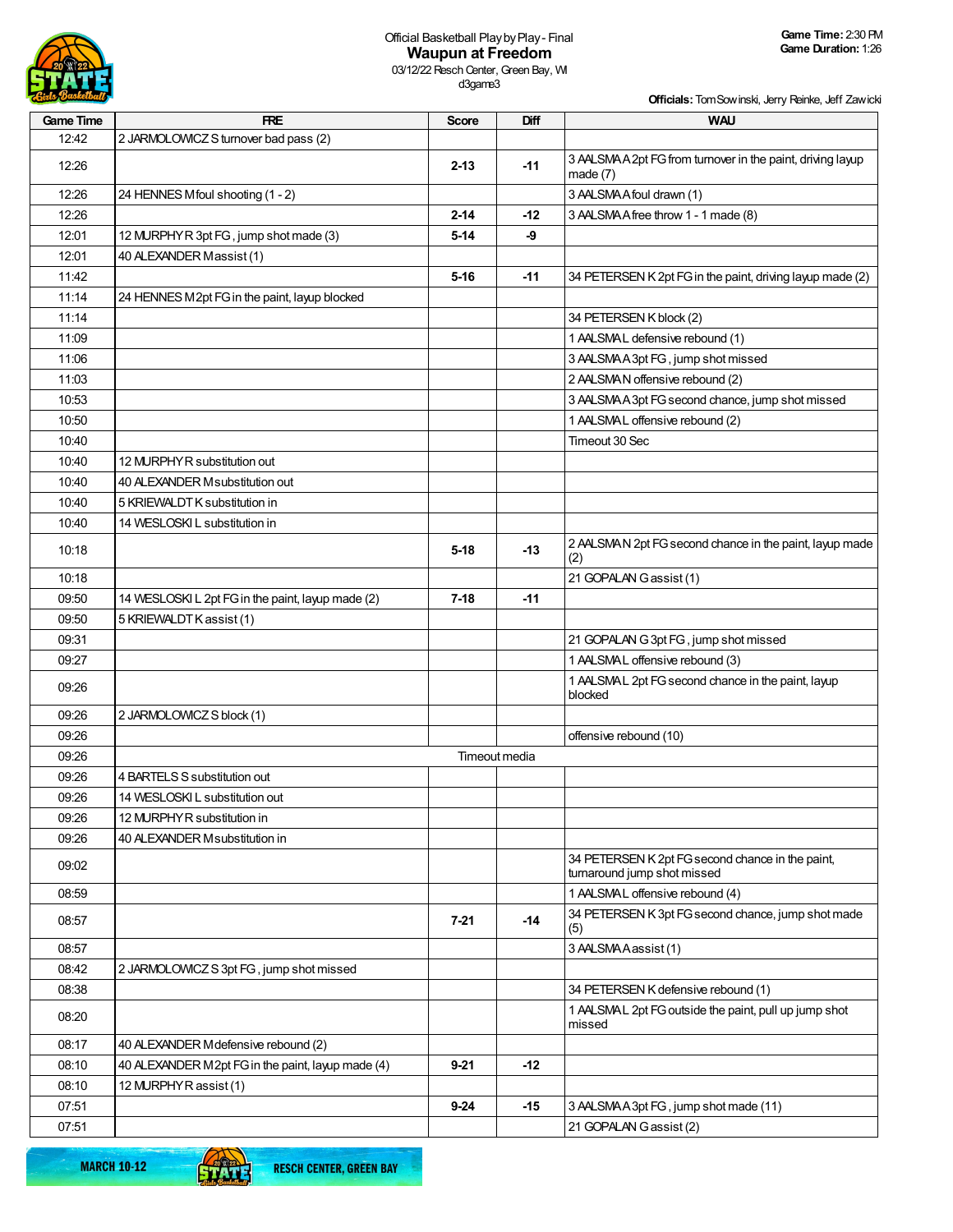Official Basketball Play by Play - Final

# Waupun at Freedom

03/12/22 Resch Center, Green Bay, WI

d3game3

**Game Time:** 2:30 PM
**Game Duration:** 1:26

**Officials:** Tom Sowinski, Jerry Reinke, Jeff Zawicki

| Game Time | FRE | Score | Diff | WAU |
|---|---|---|---|---|
| 12:42 | 2 JARMOLOWICZ S turnover bad pass (2) | | | |
| 12:26 | | 2-13 | -11 | 3 AALSMA A 2pt FG from turnover in the paint, driving layup made (7) |
| 12:26 | 24 HENNES M foul shooting (1 - 2) | | | 3 AALSMA A foul drawn (1) |
| 12:26 | | 2-14 | -12 | 3 AALSMA A free throw 1 - 1 made (8) |
| 12:01 | 12 MURPHY R 3pt FG, jump shot made (3) | 5-14 | -9 | |
| 12:01 | 40 ALEXANDER M assist (1) | | | |
| 11:42 | | 5-16 | -11 | 34 PETERSEN K 2pt FG in the paint, driving layup made (2) |
| 11:14 | 24 HENNES M 2pt FG in the paint, layup blocked | | | |
| 11:14 | | | | 34 PETERSEN K block (2) |
| 11:09 | | | | 1 AALSMA L defensive rebound (1) |
| 11:06 | | | | 3 AALSMA A 3pt FG, jump shot missed |
| 11:03 | | | | 2 AALSMA N offensive rebound (2) |
| 10:53 | | | | 3 AALSMA A 3pt FG second chance, jump shot missed |
| 10:50 | | | | 1 AALSMA L offensive rebound (2) |
| 10:40 | | | | Timeout 30 Sec |
| 10:40 | 12 MURPHY R substitution out | | | |
| 10:40 | 40 ALEXANDER M substitution out | | | |
| 10:40 | 5 KRIEWALDT K substitution in | | | |
| 10:40 | 14 WESLOSKI L substitution in | | | |
| 10:18 | | 5-18 | -13 | 2 AALSMA N 2pt FG second chance in the paint, layup made (2) |
| 10:18 | | | | 21 GOPALAN G assist (1) |
| 09:50 | 14 WESLOSKI L 2pt FG in the paint, layup made (2) | 7-18 | -11 | |
| 09:50 | 5 KRIEWALDT K assist (1) | | | |
| 09:31 | | | | 21 GOPALAN G 3pt FG, jump shot missed |
| 09:27 | | | | 1 AALSMA L offensive rebound (3) |
| 09:26 | | | | 1 AALSMA L 2pt FG second chance in the paint, layup blocked |
| 09:26 | 2 JARMOLOWICZ S block (1) | | | |
| 09:26 | | | | offensive rebound (10) |
| 09:26 | | Timeout media | | |
| 09:26 | 4 BARTELS S substitution out | | | |
| 09:26 | 14 WESLOSKI L substitution out | | | |
| 09:26 | 12 MURPHY R substitution in | | | |
| 09:26 | 40 ALEXANDER M substitution in | | | |
| 09:02 | | | | 34 PETERSEN K 2pt FG second chance in the paint, turnaround jump shot missed |
| 08:59 | | | | 1 AALSMA L offensive rebound (4) |
| 08:57 | | 7-21 | -14 | 34 PETERSEN K 3pt FG second chance, jump shot made (5) |
| 08:57 | | | | 3 AALSMA A assist (1) |
| 08:42 | 2 JARMOLOWICZ S 3pt FG, jump shot missed | | | |
| 08:38 | | | | 34 PETERSEN K defensive rebound (1) |
| 08:20 | | | | 1 AALSMA L 2pt FG outside the paint, pull up jump shot missed |
| 08:17 | 40 ALEXANDER M defensive rebound (2) | | | |
| 08:10 | 40 ALEXANDER M 2pt FG in the paint, layup made (4) | 9-21 | -12 | |
| 08:10 | 12 MURPHY R assist (1) | | | |
| 07:51 | | 9-24 | -15 | 3 AALSMA A 3pt FG, jump shot made (11) |
| 07:51 | | | | 21 GOPALAN G assist (2) |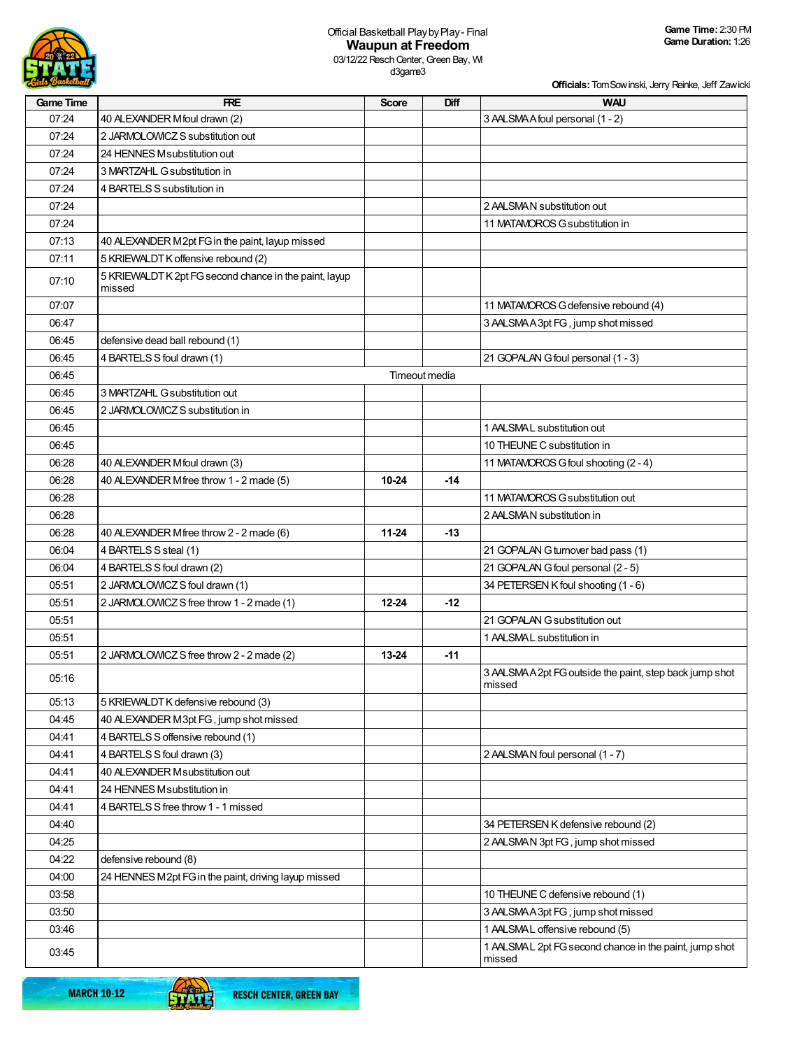Official Basketball Play by Play - Final
## Waupun at Freedom
03/12/22 Resch Center, Green Bay, WI
d3game3

**Game Time:** 2:30 PM
**Game Duration:** 1:26

**Officials:** Tom Sowinski, Jerry Reinke, Jeff Zawicki

| Game Time | FRE | Score | Diff | WAU |
|---|---|---|---|---|
| 07:24 | 40 ALEXANDER M foul drawn (2) | | | 3 AALSMA A foul personal (1 - 2) |
| 07:24 | 2 JARMOLOWICZ S substitution out | | | |
| 07:24 | 24 HENNES M substitution out | | | |
| 07:24 | 3 MARTZAHL G substitution in | | | |
| 07:24 | 4 BARTELS S substitution in | | | |
| 07:24 | | | | 2 AALSMA N substitution out |
| 07:24 | | | | 11 MATAMOROS G substitution in |
| 07:13 | 40 ALEXANDER M 2pt FG in the paint, layup missed | | | |
| 07:11 | 5 KRIEWALDT K offensive rebound (2) | | | |
| 07:10 | 5 KRIEWALDT K 2pt FG second chance in the paint, layup missed | | | |
| 07:07 | | | | 11 MATAMOROS G defensive rebound (4) |
| 06:47 | | | | 3 AALSMA A 3pt FG , jump shot missed |
| 06:45 | defensive dead ball rebound (1) | | | |
| 06:45 | 4 BARTELS S foul drawn (1) | | | 21 GOPALAN G foul personal (1 - 3) |
| 06:45 | | Timeout media | | |
| 06:45 | 3 MARTZAHL G substitution out | | | |
| 06:45 | 2 JARMOLOWICZ S substitution in | | | |
| 06:45 | | | | 1 AALSMA L substitution out |
| 06:45 | | | | 10 THEUNE C substitution in |
| 06:28 | 40 ALEXANDER M foul drawn (3) | | | 11 MATAMOROS G foul shooting (2 - 4) |
| 06:28 | 40 ALEXANDER M free throw 1 - 2 made (5) | 10-24 | -14 | |
| 06:28 | | | | 11 MATAMOROS G substitution out |
| 06:28 | | | | 2 AALSMA N substitution in |
| 06:28 | 40 ALEXANDER M free throw 2 - 2 made (6) | 11-24 | -13 | |
| 06:04 | 4 BARTELS S steal (1) | | | 21 GOPALAN G turnover bad pass (1) |
| 06:04 | 4 BARTELS S foul drawn (2) | | | 21 GOPALAN G foul personal (2 - 5) |
| 05:51 | 2 JARMOLOWICZ S foul drawn (1) | | | 34 PETERSEN K foul shooting (1 - 6) |
| 05:51 | 2 JARMOLOWICZ S free throw 1 - 2 made (1) | 12-24 | -12 | |
| 05:51 | | | | 21 GOPALAN G substitution out |
| 05:51 | | | | 1 AALSMA L substitution in |
| 05:51 | 2 JARMOLOWICZ S free throw 2 - 2 made (2) | 13-24 | -11 | |
| 05:16 | | | | 3 AALSMA A 2pt FG outside the paint, step back jump shot missed |
| 05:13 | 5 KRIEWALDT K defensive rebound (3) | | | |
| 04:45 | 40 ALEXANDER M 3pt FG , jump shot missed | | | |
| 04:41 | 4 BARTELS S offensive rebound (1) | | | |
| 04:41 | 4 BARTELS S foul drawn (3) | | | 2 AALSMA N foul personal (1 - 7) |
| 04:41 | 40 ALEXANDER M substitution out | | | |
| 04:41 | 24 HENNES M substitution in | | | |
| 04:41 | 4 BARTELS S free throw 1 - 1 missed | | | |
| 04:40 | | | | 34 PETERSEN K defensive rebound (2) |
| 04:25 | | | | 2 AALSMA N 3pt FG , jump shot missed |
| 04:22 | defensive rebound (8) | | | |
| 04:00 | 24 HENNES M 2pt FG in the paint, driving layup missed | | | |
| 03:58 | | | | 10 THEUNE C defensive rebound (1) |
| 03:50 | | | | 3 AALSMA A 3pt FG , jump shot missed |
| 03:46 | | | | 1 AALSMA L offensive rebound (5) |
| 03:45 | | | | 1 AALSMA L 2pt FG second chance in the paint, jump shot missed |

MARCH 10-12 RESCH CENTER, GREEN BAY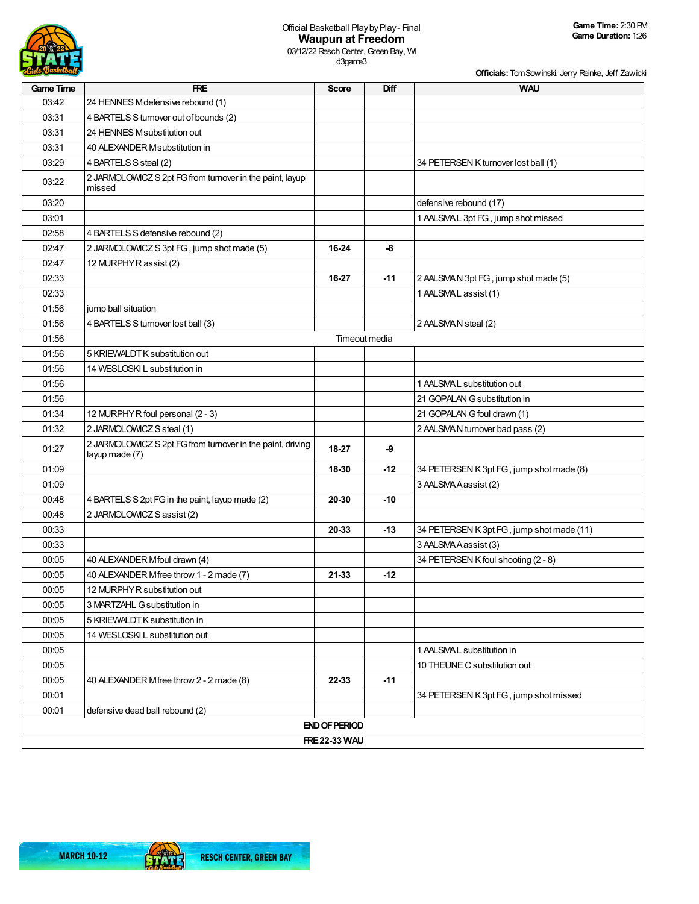Official Basketball Play by Play - Final

# Waupun at Freedom

03/12/22 Resch Center, Green Bay, WI
d3game3

**Game Time:** 2:30 PM
**Game Duration:** 1:26

**Officials:** Tom Sowinski, Jerry Reinke, Jeff Zawicki

| Game Time | FRE | Score | Diff | WAU |
|---|---|---|---|---|
| 03:42 | 24 HENNES M defensive rebound (1) | | | |
| 03:31 | 4 BARTELS S turnover out of bounds (2) | | | |
| 03:31 | 24 HENNES M substitution out | | | |
| 03:31 | 40 ALEXANDER M substitution in | | | |
| 03:29 | 4 BARTELS S steal (2) | | | 34 PETERSEN K turnover lost ball (1) |
| 03:22 | 2 JARMOLOWICZ S 2pt FG from turnover in the paint, layup missed | | | |
| 03:20 | | | | defensive rebound (17) |
| 03:01 | | | | 1 AALSMA L 3pt FG, jump shot missed |
| 02:58 | 4 BARTELS S defensive rebound (2) | | | |
| 02:47 | 2 JARMOLOWICZ S 3pt FG, jump shot made (5) | 16-24 | -8 | |
| 02:47 | 12 MURPHY R assist (2) | | | |
| 02:33 | | 16-27 | -11 | 2 AALSMA N 3pt FG, jump shot made (5) |
| 02:33 | | | | 1 AALSMA L assist (1) |
| 01:56 | jump ball situation | | | |
| 01:56 | 4 BARTELS S turnover lost ball (3) | | | 2 AALSMA N steal (2) |
| 01:56 | Timeout media | | | |
| 01:56 | 5 KRIEWALDT K substitution out | | | |
| 01:56 | 14 WESLOSKI L substitution in | | | |
| 01:56 | | | | 1 AALSMA L substitution out |
| 01:56 | | | | 21 GOPALAN G substitution in |
| 01:34 | 12 MURPHY R foul personal (2 - 3) | | | 21 GOPALAN G foul drawn (1) |
| 01:32 | 2 JARMOLOWICZ S steal (1) | | | 2 AALSMA N turnover bad pass (2) |
| 01:27 | 2 JARMOLOWICZ S 2pt FG from turnover in the paint, driving layup made (7) | 18-27 | -9 | |
| 01:09 | | 18-30 | -12 | 34 PETERSEN K 3pt FG, jump shot made (8) |
| 01:09 | | | | 3 AALSMA A assist (2) |
| 00:48 | 4 BARTELS S 2pt FG in the paint, layup made (2) | 20-30 | -10 | |
| 00:48 | 2 JARMOLOWICZ S assist (2) | | | |
| 00:33 | | 20-33 | -13 | 34 PETERSEN K 3pt FG, jump shot made (11) |
| 00:33 | | | | 3 AALSMA A assist (3) |
| 00:05 | 40 ALEXANDER M foul drawn (4) | | | 34 PETERSEN K foul shooting (2 - 8) |
| 00:05 | 40 ALEXANDER M free throw 1 - 2 made (7) | 21-33 | -12 | |
| 00:05 | 12 MURPHY R substitution out | | | |
| 00:05 | 3 MARTZAHL G substitution in | | | |
| 00:05 | 5 KRIEWALDT K substitution in | | | |
| 00:05 | 14 WESLOSKI L substitution out | | | |
| 00:05 | | | | 1 AALSMA L substitution in |
| 00:05 | | | | 10 THEUNE C substitution out |
| 00:05 | 40 ALEXANDER M free throw 2 - 2 made (8) | 22-33 | -11 | |
| 00:01 | | | | 34 PETERSEN K 3pt FG, jump shot missed |
| 00:01 | defensive dead ball rebound (2) | | | |
| END OF PERIOD | | | | |
| FRE 22-33 WAU | | | | |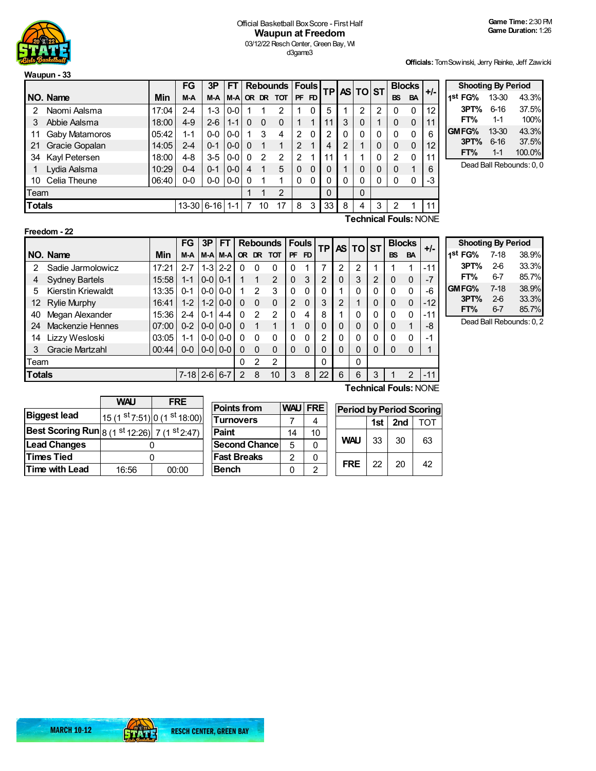Official Basketball Box Score - First Half

# Waupun at Freedom

03/12/22 Resch Center, Green Bay, WI

d3game3

**Game Time:** 2:30 PM
**Game Duration:** 1:26

**Officials:** Tom Sowinski, Jerry Reinke, Jeff Zawicki

## Waupun - 33

| NO. | Name | Min | FG M-A | 3P M-A | FT M-A | OR | DR | TOT | PF | FD | TP | AS | TO | ST | BS | BA | +/- |
|---|---|---|---|---|---|---|---|---|---|---|---|---|---|---|---|---|---|
| 2 | Naomi Aalsma | 17:04 | 2-4 | 1-3 | 0-0 | 1 | 1 | 2 | 1 | 0 | 5 | 1 | 2 | 2 | 0 | 0 | 12 |
| 3 | Abbie Aalsma | 18:00 | 4-9 | 2-6 | 1-1 | 0 | 0 | 0 | 1 | 1 | 11 | 3 | 0 | 1 | 0 | 0 | 11 |
| 11 | Gaby Matamoros | 05:42 | 1-1 | 0-0 | 0-0 | 1 | 3 | 4 | 2 | 0 | 2 | 0 | 0 | 0 | 0 | 0 | 6 |
| 21 | Gracie Gopalan | 14:05 | 2-4 | 0-1 | 0-0 | 0 | 1 | 1 | 2 | 1 | 4 | 2 | 1 | 0 | 0 | 0 | 12 |
| 34 | Kayl Petersen | 18:00 | 4-8 | 3-5 | 0-0 | 0 | 2 | 2 | 2 | 1 | 11 | 1 | 1 | 0 | 2 | 0 | 11 |
| 1 | Lydia Aalsma | 10:29 | 0-4 | 0-1 | 0-0 | 4 | 1 | 5 | 0 | 0 | 0 | 1 | 0 | 0 | 0 | 1 | 6 |
| 10 | Celia Theune | 06:40 | 0-0 | 0-0 | 0-0 | 0 | 1 | 1 | 0 | 0 | 0 | 0 | 0 | 0 | 0 | 0 | -3 |
| | Team | | | | | 1 | 1 | 2 | | | 0 | | 0 | | | | |
| | **Totals** | | 13-30 | 6-16 | 1-1 | 7 | 10 | 17 | 8 | 3 | 33 | 8 | 4 | 3 | 2 | 1 | 11 |

**Technical Fouls:** NONE

| Shooting By Period | | |
|---|---|---|
| 1st FG% | 13-30 | 43.3% |
| 3PT% | 6-16 | 37.5% |
| FT% | 1-1 | 100% |
| GM FG% | 13-30 | 43.3% |
| 3PT% | 6-16 | 37.5% |
| FT% | 1-1 | 100.0% |

Dead Ball Rebounds: 0, 0

## Freedom - 22

| NO. | Name | Min | FG M-A | 3P M-A | FT M-A | OR | DR | TOT | PF | FD | TP | AS | TO | ST | BS | BA | +/- |
|---|---|---|---|---|---|---|---|---|---|---|---|---|---|---|---|---|---|
| 2 | Sadie Jarmolowicz | 17:21 | 2-7 | 1-3 | 2-2 | 0 | 0 | 0 | 0 | 1 | 7 | 2 | 2 | 1 | 1 | 1 | -11 |
| 4 | Sydney Bartels | 15:58 | 1-1 | 0-0 | 0-1 | 1 | 1 | 2 | 0 | 3 | 2 | 0 | 3 | 2 | 0 | 0 | -7 |
| 5 | Kierstin Kriewaldt | 13:35 | 0-1 | 0-0 | 0-0 | 1 | 2 | 3 | 0 | 0 | 0 | 1 | 0 | 0 | 0 | 0 | -6 |
| 12 | Rylie Murphy | 16:41 | 1-2 | 1-2 | 0-0 | 0 | 0 | 0 | 2 | 0 | 3 | 2 | 1 | 0 | 0 | 0 | -12 |
| 40 | Megan Alexander | 15:36 | 2-4 | 0-1 | 4-4 | 0 | 2 | 2 | 0 | 4 | 8 | 1 | 0 | 0 | 0 | 0 | -11 |
| 24 | Mackenzie Hennes | 07:00 | 0-2 | 0-0 | 0-0 | 0 | 1 | 1 | 1 | 0 | 0 | 0 | 0 | 0 | 0 | 1 | -8 |
| 14 | Lizzy Wesloski | 03:05 | 1-1 | 0-0 | 0-0 | 0 | 0 | 0 | 0 | 0 | 2 | 0 | 0 | 0 | 0 | 0 | -1 |
| 3 | Gracie Martzahl | 00:44 | 0-0 | 0-0 | 0-0 | 0 | 0 | 0 | 0 | 0 | 0 | 0 | 0 | 0 | 0 | 0 | 1 |
| | Team | | | | | 0 | 2 | 2 | | | 0 | | 0 | | | | |
| | **Totals** | | 7-18 | 2-6 | 6-7 | 2 | 8 | 10 | 3 | 8 | 22 | 6 | 6 | 3 | 1 | 2 | -11 |

**Technical Fouls:** NONE

| Shooting By Period | | |
|---|---|---|
| 1st FG% | 7-18 | 38.9% |
| 3PT% | 2-6 | 33.3% |
| FT% | 6-7 | 85.7% |
| GM FG% | 7-18 | 38.9% |
| 3PT% | 2-6 | 33.3% |
| FT% | 6-7 | 85.7% |

Dead Ball Rebounds: 0, 2

| | WAU | FRE |
|---|---|---|
| Biggest lead | 15 (1st 7:51) | 0 (1st 18:00) |
| Best Scoring Run | 8 (1st 12:26) | 7 (1st 2:47) |
| Lead Changes | 0 | |
| Times Tied | 0 | |
| Time with Lead | 16:56 | 00:00 |

| Points from | WAU | FRE |
|---|---|---|
| Turnovers | 7 | 4 |
| Paint | 14 | 10 |
| Second Chance | 5 | 0 |
| Fast Breaks | 2 | 0 |
| Bench | 0 | 2 |

| Period by Period Scoring | 1st | 2nd | TOT |
|---|---|---|---|
| WAU | 33 | 30 | 63 |
| FRE | 22 | 20 | 42 |

MARCH 10-12 RESCH CENTER, GREEN BAY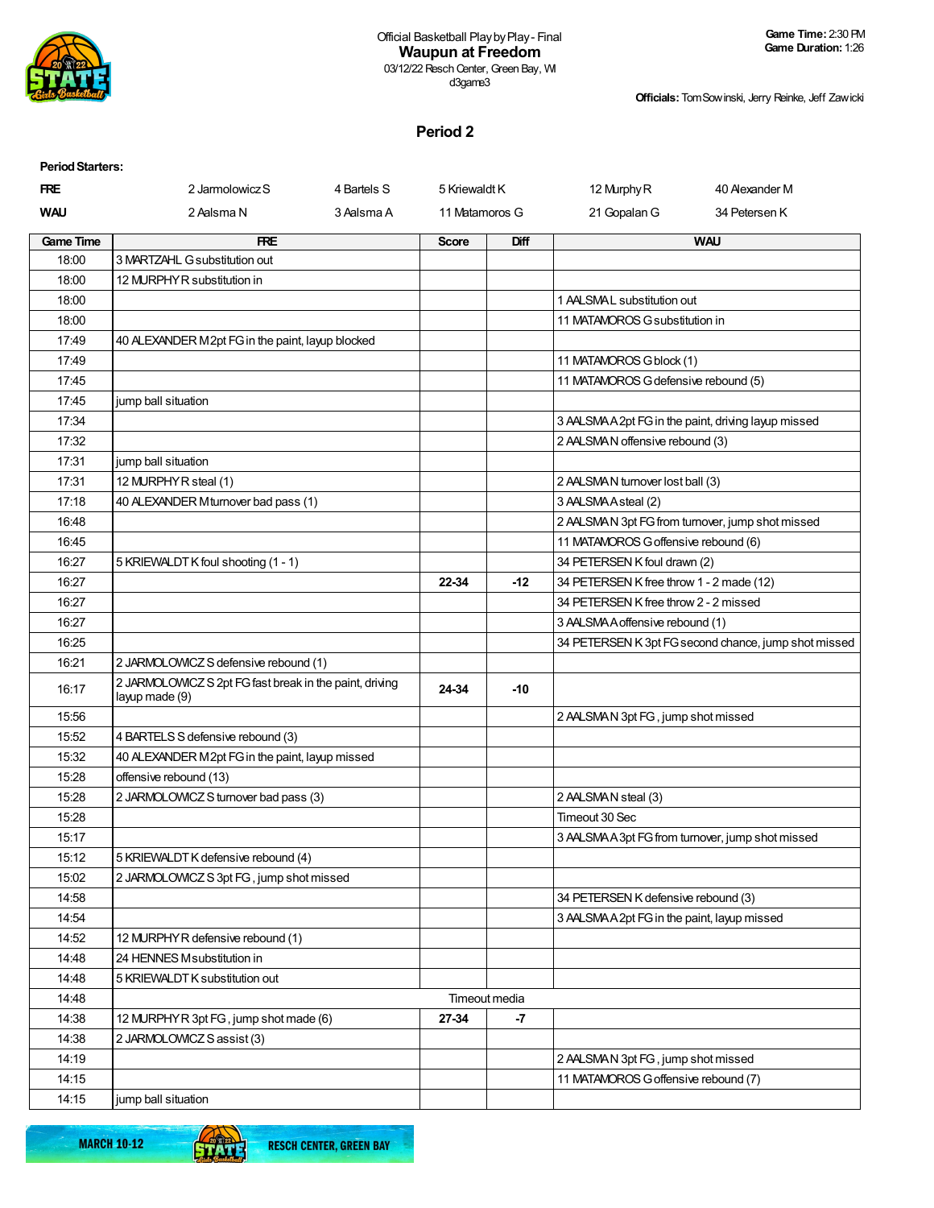Official Basketball Play by Play - Final

**Waupun at Freedom**

03/12/22 Resch Center, Green Bay, WI

d3game3

**Game Time:** 2:30 PM
**Game Duration:** 1:26

**Officials:** Tom Sowinski, Jerry Reinke, Jeff Zawicki

## Period 2

**Period Starters:**

| | | | | | |
|---|---|---|---|---|---|
| **FRE** | 2 Jarmolowicz S | 4 Bartels S | 5 Kriewaldt K | 12 Murphy R | 40 Alexander M |
| **WAU** | 2 Aalsma N | 3 Aalsma A | 11 Matamoros G | 21 Gopalan G | 34 Petersen K |

| Game Time | FRE | Score | Diff | WAU |
|---|---|---|---|---|
| 18:00 | 3 MARTZAHL G substitution out | | | |
| 18:00 | 12 MURPHY R substitution in | | | |
| 18:00 | | | | 1 AALSMA L substitution out |
| 18:00 | | | | 11 MATAMOROS G substitution in |
| 17:49 | 40 ALEXANDER M 2pt FG in the paint, layup blocked | | | |
| 17:49 | | | | 11 MATAMOROS G block (1) |
| 17:45 | | | | 11 MATAMOROS G defensive rebound (5) |
| 17:45 | jump ball situation | | | |
| 17:34 | | | | 3 AALSMA A 2pt FG in the paint, driving layup missed |
| 17:32 | | | | 2 AALSMA N offensive rebound (3) |
| 17:31 | jump ball situation | | | |
| 17:31 | 12 MURPHY R steal (1) | | | 2 AALSMA N turnover lost ball (3) |
| 17:18 | 40 ALEXANDER M turnover bad pass (1) | | | 3 AALSMA A steal (2) |
| 16:48 | | | | 2 AALSMA N 3pt FG from turnover, jump shot missed |
| 16:45 | | | | 11 MATAMOROS G offensive rebound (6) |
| 16:27 | 5 KRIEWALDT K foul shooting (1 - 1) | | | 34 PETERSEN K foul drawn (2) |
| 16:27 | | 22-34 | -12 | 34 PETERSEN K free throw 1 - 2 made (12) |
| 16:27 | | | | 34 PETERSEN K free throw 2 - 2 missed |
| 16:27 | | | | 3 AALSMA A offensive rebound (1) |
| 16:25 | | | | 34 PETERSEN K 3pt FG second chance, jump shot missed |
| 16:21 | 2 JARMOLOWICZ S defensive rebound (1) | | | |
| 16:17 | 2 JARMOLOWICZ S 2pt FG fast break in the paint, driving layup made (9) | 24-34 | -10 | |
| 15:56 | | | | 2 AALSMA N 3pt FG , jump shot missed |
| 15:52 | 4 BARTELS S defensive rebound (3) | | | |
| 15:32 | 40 ALEXANDER M 2pt FG in the paint, layup missed | | | |
| 15:28 | offensive rebound (13) | | | |
| 15:28 | 2 JARMOLOWICZ S turnover bad pass (3) | | | 2 AALSMA N steal (3) |
| 15:28 | | | | Timeout 30 Sec |
| 15:17 | | | | 3 AALSMA A 3pt FG from turnover, jump shot missed |
| 15:12 | 5 KRIEWALDT K defensive rebound (4) | | | |
| 15:02 | 2 JARMOLOWICZ S 3pt FG , jump shot missed | | | |
| 14:58 | | | | 34 PETERSEN K defensive rebound (3) |
| 14:54 | | | | 3 AALSMA A 2pt FG in the paint, layup missed |
| 14:52 | 12 MURPHY R defensive rebound (1) | | | |
| 14:48 | 24 HENNES M substitution in | | | |
| 14:48 | 5 KRIEWALDT K substitution out | | | |
| 14:48 | | Timeout media | | |
| 14:38 | 12 MURPHY R 3pt FG , jump shot made (6) | 27-34 | -7 | |
| 14:38 | 2 JARMOLOWICZ S assist (3) | | | |
| 14:19 | | | | 2 AALSMA N 3pt FG , jump shot missed |
| 14:15 | | | | 11 MATAMOROS G offensive rebound (7) |
| 14:15 | jump ball situation | | | |

MARCH 10-12 RESCH CENTER, GREEN BAY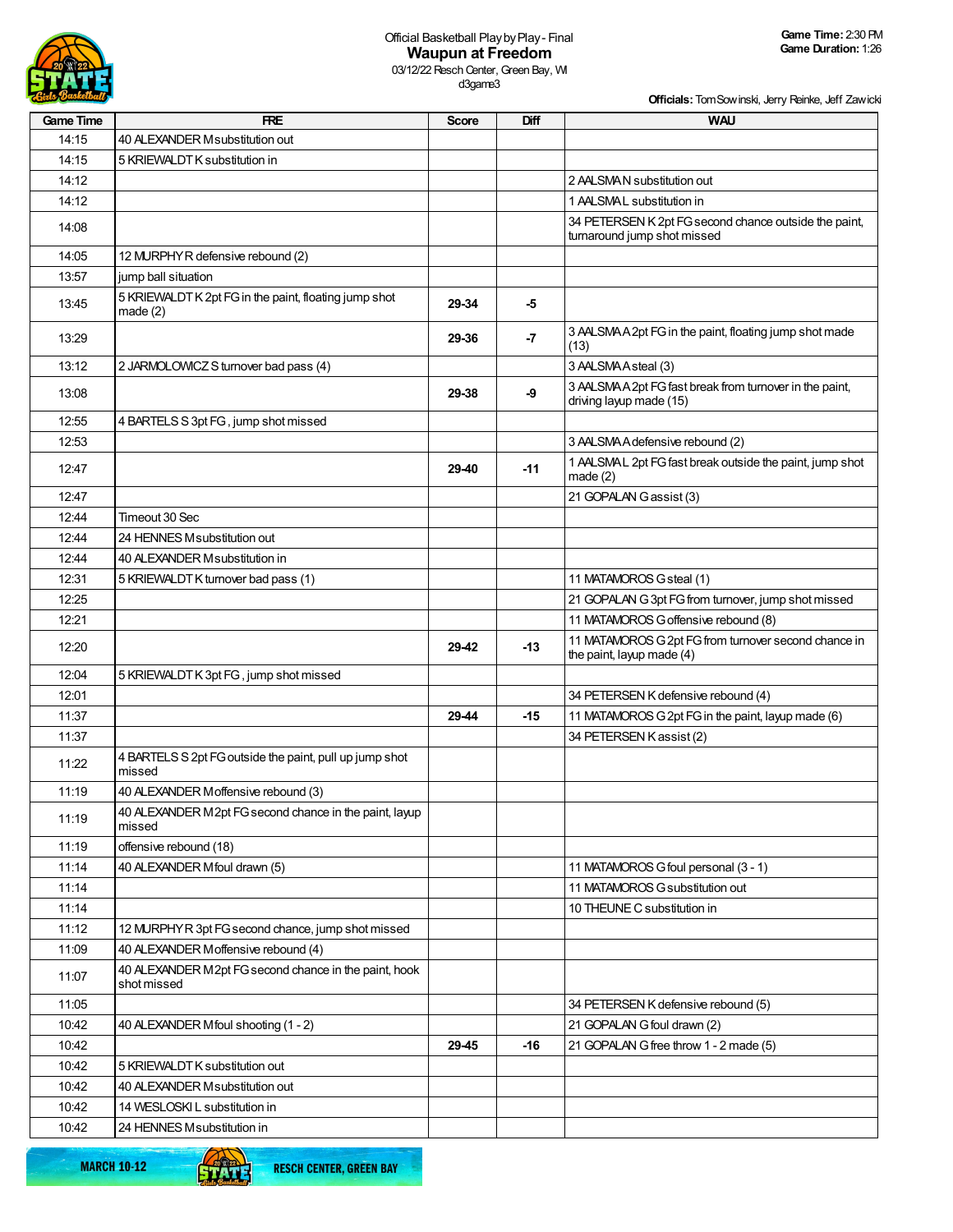Official Basketball Play by Play - Final

# Waupun at Freedom

03/12/22 Resch Center, Green Bay, WI
d3game3

**Game Time:** 2:30 PM
**Game Duration:** 1:26

**Officials:** Tom Sowinski, Jerry Reinke, Jeff Zawicki

| Game Time | FRE | Score | Diff | WAU |
|---|---|---|---|---|
| 14:15 | 40 ALEXANDER M substitution out | | | |
| 14:15 | 5 KRIEWALDT K substitution in | | | |
| 14:12 | | | | 2 AALSMA N substitution out |
| 14:12 | | | | 1 AALSMA L substitution in |
| 14:08 | | | | 34 PETERSEN K 2pt FG second chance outside the paint, turnaround jump shot missed |
| 14:05 | 12 MURPHY R defensive rebound (2) | | | |
| 13:57 | jump ball situation | | | |
| 13:45 | 5 KRIEWALDT K 2pt FG in the paint, floating jump shot made (2) | 29-34 | -5 | |
| 13:29 | | 29-36 | -7 | 3 AALSMA A 2pt FG in the paint, floating jump shot made (13) |
| 13:12 | 2 JARMOLOWICZ S turnover bad pass (4) | | | 3 AALSMA A steal (3) |
| 13:08 | | 29-38 | -9 | 3 AALSMA A 2pt FG fast break from turnover in the paint, driving layup made (15) |
| 12:55 | 4 BARTELS S 3pt FG , jump shot missed | | | |
| 12:53 | | | | 3 AALSMA A defensive rebound (2) |
| 12:47 | | 29-40 | -11 | 1 AALSMA L 2pt FG fast break outside the paint, jump shot made (2) |
| 12:47 | | | | 21 GOPALAN G assist (3) |
| 12:44 | Timeout 30 Sec | | | |
| 12:44 | 24 HENNES M substitution out | | | |
| 12:44 | 40 ALEXANDER M substitution in | | | |
| 12:31 | 5 KRIEWALDT K turnover bad pass (1) | | | 11 MATAMOROS G steal (1) |
| 12:25 | | | | 21 GOPALAN G 3pt FG from turnover, jump shot missed |
| 12:21 | | | | 11 MATAMOROS G offensive rebound (8) |
| 12:20 | | 29-42 | -13 | 11 MATAMOROS G 2pt FG from turnover second chance in the paint, layup made (4) |
| 12:04 | 5 KRIEWALDT K 3pt FG , jump shot missed | | | |
| 12:01 | | | | 34 PETERSEN K defensive rebound (4) |
| 11:37 | | 29-44 | -15 | 11 MATAMOROS G 2pt FG in the paint, layup made (6) |
| 11:37 | | | | 34 PETERSEN K assist (2) |
| 11:22 | 4 BARTELS S 2pt FG outside the paint, pull up jump shot missed | | | |
| 11:19 | 40 ALEXANDER M offensive rebound (3) | | | |
| 11:19 | 40 ALEXANDER M 2pt FG second chance in the paint, layup missed | | | |
| 11:19 | offensive rebound (18) | | | |
| 11:14 | 40 ALEXANDER M foul drawn (5) | | | 11 MATAMOROS G foul personal (3 - 1) |
| 11:14 | | | | 11 MATAMOROS G substitution out |
| 11:14 | | | | 10 THEUNE C substitution in |
| 11:12 | 12 MURPHY R 3pt FG second chance, jump shot missed | | | |
| 11:09 | 40 ALEXANDER M offensive rebound (4) | | | |
| 11:07 | 40 ALEXANDER M 2pt FG second chance in the paint, hook shot missed | | | |
| 11:05 | | | | 34 PETERSEN K defensive rebound (5) |
| 10:42 | 40 ALEXANDER M foul shooting (1 - 2) | | | 21 GOPALAN G foul drawn (2) |
| 10:42 | | 29-45 | -16 | 21 GOPALAN G free throw 1 - 2 made (5) |
| 10:42 | 5 KRIEWALDT K substitution out | | | |
| 10:42 | 40 ALEXANDER M substitution out | | | |
| 10:42 | 14 WESLOSKI L substitution in | | | |
| 10:42 | 24 HENNES M substitution in | | | |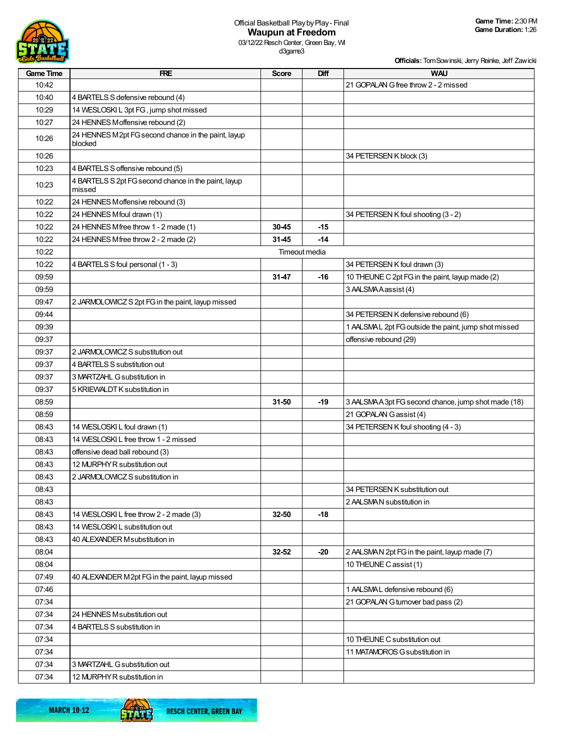Official Basketball Play by Play - Final

## Waupun at Freedom

03/12/22 Resch Center, Green Bay, WI
d3game3

**Game Time:** 2:30 PM
**Game Duration:** 1:26

**Officials:** Tom Sowinski, Jerry Reinke, Jeff Zawicki

| Game Time | FRE | Score | Diff | WAU |
|---|---|---|---|---|
| 10:42 | | | | 21 GOPALAN G free throw 2 - 2 missed |
| 10:40 | 4 BARTELS S defensive rebound (4) | | | |
| 10:29 | 14 WESLOSKI L 3pt FG , jump shot missed | | | |
| 10:27 | 24 HENNES M offensive rebound (2) | | | |
| 10:26 | 24 HENNES M 2pt FG second chance in the paint, layup blocked | | | |
| 10:26 | | | | 34 PETERSEN K block (3) |
| 10:23 | 4 BARTELS S offensive rebound (5) | | | |
| 10:23 | 4 BARTELS S 2pt FG second chance in the paint, layup missed | | | |
| 10:22 | 24 HENNES M offensive rebound (3) | | | |
| 10:22 | 24 HENNES M foul drawn (1) | | | 34 PETERSEN K foul shooting (3 - 2) |
| 10:22 | 24 HENNES M free throw 1 - 2 made (1) | 30-45 | -15 | |
| 10:22 | 24 HENNES M free throw 2 - 2 made (2) | 31-45 | -14 | |
| 10:22 | | Timeout media | | |
| 10:22 | 4 BARTELS S foul personal (1 - 3) | | | 34 PETERSEN K foul drawn (3) |
| 09:59 | | 31-47 | -16 | 10 THEUNE C 2pt FG in the paint, layup made (2) |
| 09:59 | | | | 3 AALSMA A assist (4) |
| 09:47 | 2 JARMOLOWICZ S 2pt FG in the paint, layup missed | | | |
| 09:44 | | | | 34 PETERSEN K defensive rebound (6) |
| 09:39 | | | | 1 AALSMA L 2pt FG outside the paint, jump shot missed |
| 09:37 | | | | offensive rebound (29) |
| 09:37 | 2 JARMOLOWICZ S substitution out | | | |
| 09:37 | 4 BARTELS S substitution out | | | |
| 09:37 | 3 MARTZAHL G substitution in | | | |
| 09:37 | 5 KRIEWALDT K substitution in | | | |
| 08:59 | | 31-50 | -19 | 3 AALSMA A 3pt FG second chance, jump shot made (18) |
| 08:59 | | | | 21 GOPALAN G assist (4) |
| 08:43 | 14 WESLOSKI L foul drawn (1) | | | 34 PETERSEN K foul shooting (4 - 3) |
| 08:43 | 14 WESLOSKI L free throw 1 - 2 missed | | | |
| 08:43 | offensive dead ball rebound (3) | | | |
| 08:43 | 12 MURPHY R substitution out | | | |
| 08:43 | 2 JARMOLOWICZ S substitution in | | | |
| 08:43 | | | | 34 PETERSEN K substitution out |
| 08:43 | | | | 2 AALSMA N substitution in |
| 08:43 | 14 WESLOSKI L free throw 2 - 2 made (3) | 32-50 | -18 | |
| 08:43 | 14 WESLOSKI L substitution out | | | |
| 08:43 | 40 ALEXANDER M substitution in | | | |
| 08:04 | | 32-52 | -20 | 2 AALSMA N 2pt FG in the paint, layup made (7) |
| 08:04 | | | | 10 THEUNE C assist (1) |
| 07:49 | 40 ALEXANDER M 2pt FG in the paint, layup missed | | | |
| 07:46 | | | | 1 AALSMA L defensive rebound (6) |
| 07:34 | | | | 21 GOPALAN G turnover bad pass (2) |
| 07:34 | 24 HENNES M substitution out | | | |
| 07:34 | 4 BARTELS S substitution in | | | |
| 07:34 | | | | 10 THEUNE C substitution out |
| 07:34 | | | | 11 MATAMOROS G substitution in |
| 07:34 | 3 MARTZAHL G substitution out | | | |
| 07:34 | 12 MURPHY R substitution in | | | |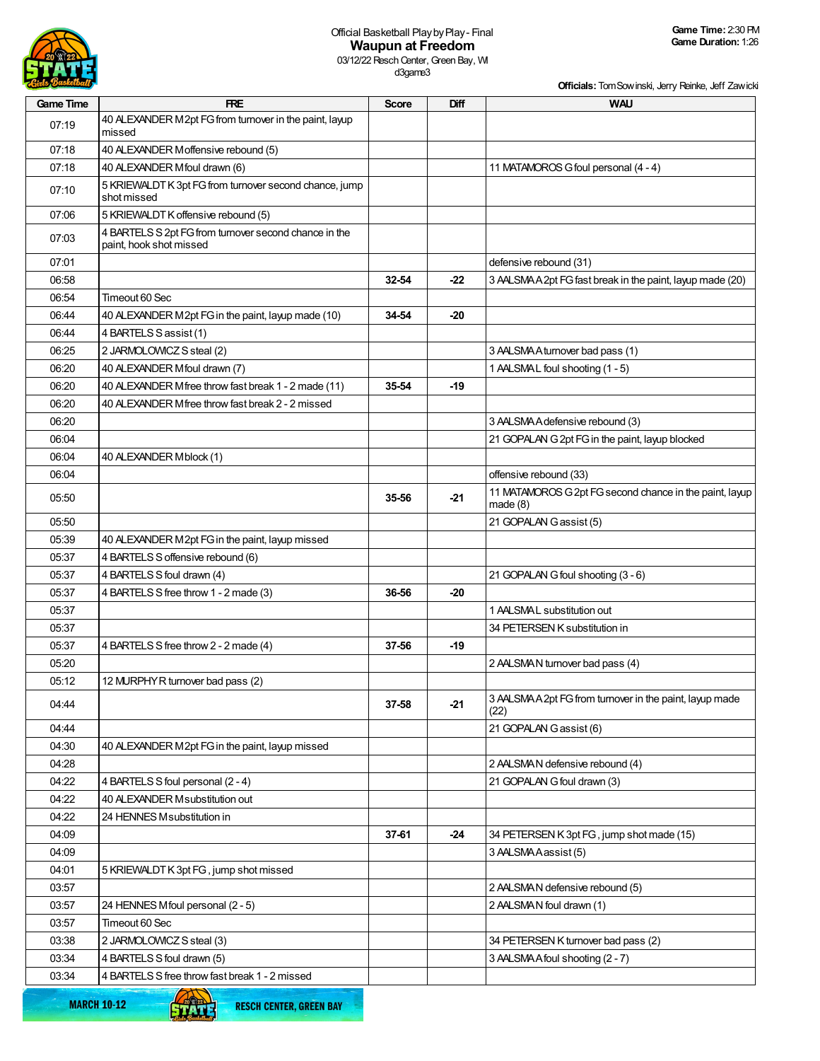Official Basketball Play by Play - Final

# Waupun at Freedom

03/12/22 Resch Center, Green Bay, WI

d3game3

**Game Time:** 2:30 PM
**Game Duration:** 1:26

**Officials:** Tom Sowinski, Jerry Reinke, Jeff Zawicki

| Game Time | FRE | Score | Diff | WAU |
|---|---|---|---|---|
| 07:19 | 40 ALEXANDER M 2pt FG from turnover in the paint, layup missed | | | |
| 07:18 | 40 ALEXANDER M offensive rebound (5) | | | |
| 07:18 | 40 ALEXANDER M foul drawn (6) | | | 11 MATAMOROS G foul personal (4 - 4) |
| 07:10 | 5 KRIEWALDT K 3pt FG from turnover second chance, jump shot missed | | | |
| 07:06 | 5 KRIEWALDT K offensive rebound (5) | | | |
| 07:03 | 4 BARTELS S 2pt FG from turnover second chance in the paint, hook shot missed | | | |
| 07:01 | | | | defensive rebound (31) |
| 06:58 | | 32-54 | -22 | 3 AALSMA A 2pt FG fast break in the paint, layup made (20) |
| 06:54 | Timeout 60 Sec | | | |
| 06:44 | 40 ALEXANDER M 2pt FG in the paint, layup made (10) | 34-54 | -20 | |
| 06:44 | 4 BARTELS S assist (1) | | | |
| 06:25 | 2 JARMOLOWICZ S steal (2) | | | 3 AALSMA A turnover bad pass (1) |
| 06:20 | 40 ALEXANDER M foul drawn (7) | | | 1 AALSMA L foul shooting (1 - 5) |
| 06:20 | 40 ALEXANDER M free throw fast break 1 - 2 made (11) | 35-54 | -19 | |
| 06:20 | 40 ALEXANDER M free throw fast break 2 - 2 missed | | | |
| 06:20 | | | | 3 AALSMA A defensive rebound (3) |
| 06:04 | | | | 21 GOPALAN G 2pt FG in the paint, layup blocked |
| 06:04 | 40 ALEXANDER M block (1) | | | |
| 06:04 | | | | offensive rebound (33) |
| 05:50 | | 35-56 | -21 | 11 MATAMOROS G 2pt FG second chance in the paint, layup made (8) |
| 05:50 | | | | 21 GOPALAN G assist (5) |
| 05:39 | 40 ALEXANDER M 2pt FG in the paint, layup missed | | | |
| 05:37 | 4 BARTELS S offensive rebound (6) | | | |
| 05:37 | 4 BARTELS S foul drawn (4) | | | 21 GOPALAN G foul shooting (3 - 6) |
| 05:37 | 4 BARTELS S free throw 1 - 2 made (3) | 36-56 | -20 | |
| 05:37 | | | | 1 AALSMA L substitution out |
| 05:37 | | | | 34 PETERSEN K substitution in |
| 05:37 | 4 BARTELS S free throw 2 - 2 made (4) | 37-56 | -19 | |
| 05:20 | | | | 2 AALSMA N turnover bad pass (4) |
| 05:12 | 12 MURPHY R turnover bad pass (2) | | | |
| 04:44 | | 37-58 | -21 | 3 AALSMA A 2pt FG from turnover in the paint, layup made (22) |
| 04:44 | | | | 21 GOPALAN G assist (6) |
| 04:30 | 40 ALEXANDER M 2pt FG in the paint, layup missed | | | |
| 04:28 | | | | 2 AALSMA N defensive rebound (4) |
| 04:22 | 4 BARTELS S foul personal (2 - 4) | | | 21 GOPALAN G foul drawn (3) |
| 04:22 | 40 ALEXANDER M substitution out | | | |
| 04:22 | 24 HENNES M substitution in | | | |
| 04:09 | | 37-61 | -24 | 34 PETERSEN K 3pt FG , jump shot made (15) |
| 04:09 | | | | 3 AALSMA A assist (5) |
| 04:01 | 5 KRIEWALDT K 3pt FG , jump shot missed | | | |
| 03:57 | | | | 2 AALSMA N defensive rebound (5) |
| 03:57 | 24 HENNES M foul personal (2 - 5) | | | 2 AALSMA N foul drawn (1) |
| 03:57 | Timeout 60 Sec | | | |
| 03:38 | 2 JARMOLOWICZ S steal (3) | | | 34 PETERSEN K turnover bad pass (2) |
| 03:34 | 4 BARTELS S foul drawn (5) | | | 3 AALSMA A foul shooting (2 - 7) |
| 03:34 | 4 BARTELS S free throw fast break 1 - 2 missed | | | |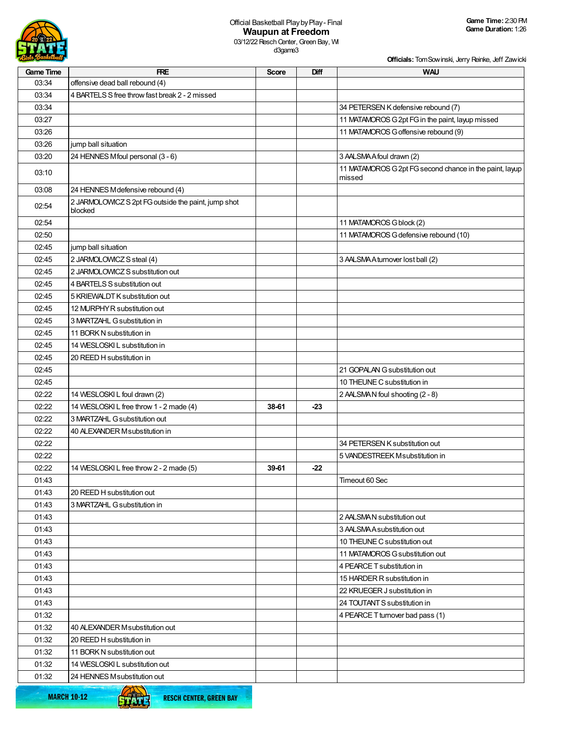Official Basketball Play by Play - Final

# Waupun at Freedom

03/12/22 Resch Center, Green Bay, WI
d3game3

**Game Time:** 2:30 PM
**Game Duration:** 1:26

**Officials:** Tom Sowinski, Jerry Reinke, Jeff Zawicki

| Game Time | FRE | Score | Diff | WAU |
|---|---|---|---|---|
| 03:34 | offensive dead ball rebound (4) | | | |
| 03:34 | 4 BARTELS S free throw fast break 2 - 2 missed | | | |
| 03:34 | | | | 34 PETERSEN K defensive rebound (7) |
| 03:27 | | | | 11 MATAMOROS G 2pt FG in the paint, layup missed |
| 03:26 | | | | 11 MATAMOROS G offensive rebound (9) |
| 03:26 | jump ball situation | | | |
| 03:20 | 24 HENNES M foul personal (3 - 6) | | | 3 AALSMA A foul drawn (2) |
| 03:10 | | | | 11 MATAMOROS G 2pt FG second chance in the paint, layup missed |
| 03:08 | 24 HENNES M defensive rebound (4) | | | |
| 02:54 | 2 JARMOLOWICZ S 2pt FG outside the paint, jump shot blocked | | | |
| 02:54 | | | | 11 MATAMOROS G block (2) |
| 02:50 | | | | 11 MATAMOROS G defensive rebound (10) |
| 02:45 | jump ball situation | | | |
| 02:45 | 2 JARMOLOWICZ S steal (4) | | | 3 AALSMA A turnover lost ball (2) |
| 02:45 | 2 JARMOLOWICZ S substitution out | | | |
| 02:45 | 4 BARTELS S substitution out | | | |
| 02:45 | 5 KRIEWALDT K substitution out | | | |
| 02:45 | 12 MURPHY R substitution out | | | |
| 02:45 | 3 MARTZAHL G substitution in | | | |
| 02:45 | 11 BORK N substitution in | | | |
| 02:45 | 14 WESLOSKI L substitution in | | | |
| 02:45 | 20 REED H substitution in | | | |
| 02:45 | | | | 21 GOPALAN G substitution out |
| 02:45 | | | | 10 THEUNE C substitution in |
| 02:22 | 14 WESLOSKI L foul drawn (2) | | | 2 AALSMA N foul shooting (2 - 8) |
| 02:22 | 14 WESLOSKI L free throw 1 - 2 made (4) | 38-61 | -23 | |
| 02:22 | 3 MARTZAHL G substitution out | | | |
| 02:22 | 40 ALEXANDER M substitution in | | | |
| 02:22 | | | | 34 PETERSEN K substitution out |
| 02:22 | | | | 5 VANDESTREEK M substitution in |
| 02:22 | 14 WESLOSKI L free throw 2 - 2 made (5) | 39-61 | -22 | |
| 01:43 | | | | Timeout 60 Sec |
| 01:43 | 20 REED H substitution out | | | |
| 01:43 | 3 MARTZAHL G substitution in | | | |
| 01:43 | | | | 2 AALSMA N substitution out |
| 01:43 | | | | 3 AALSMA A substitution out |
| 01:43 | | | | 10 THEUNE C substitution out |
| 01:43 | | | | 11 MATAMOROS G substitution out |
| 01:43 | | | | 4 PEARCE T substitution in |
| 01:43 | | | | 15 HARDER R substitution in |
| 01:43 | | | | 22 KRUEGER J substitution in |
| 01:43 | | | | 24 TOUTANT S substitution in |
| 01:32 | | | | 4 PEARCE T turnover bad pass (1) |
| 01:32 | 40 ALEXANDER M substitution out | | | |
| 01:32 | 20 REED H substitution in | | | |
| 01:32 | 11 BORK N substitution out | | | |
| 01:32 | 14 WESLOSKI L substitution out | | | |
| 01:32 | 24 HENNES M substitution out | | | |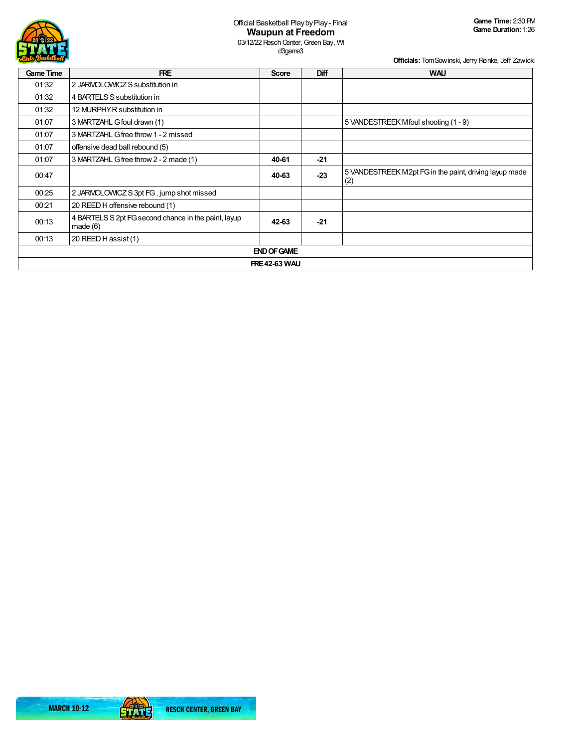Official Basketball Play by Play - Final

# Waupun at Freedom

03/12/22 Resch Center, Green Bay, WI

d3game3

**Game Time:** 2:30 PM
**Game Duration:** 1:26

**Officials:** Tom Sowinski, Jerry Reinke, Jeff Zawicki

| Game Time | FRE | Score | Diff | WAU |
|---|---|---|---|---|
| 01:32 | 2 JARMOLOWICZ S substitution in | | | |
| 01:32 | 4 BARTELS S substitution in | | | |
| 01:32 | 12 MURPHY R substitution in | | | |
| 01:07 | 3 MARTZAHL G foul drawn (1) | | | 5 VANDESTREEK M foul shooting (1 - 9) |
| 01:07 | 3 MARTZAHL G free throw 1 - 2 missed | | | |
| 01:07 | offensive dead ball rebound (5) | | | |
| 01:07 | 3 MARTZAHL G free throw 2 - 2 made (1) | **40-61** | **-21** | |
| 00:47 | | **40-63** | **-23** | 5 VANDESTREEK M 2pt FG in the paint, driving layup made (2) |
| 00:25 | 2 JARMOLOWICZ S 3pt FG , jump shot missed | | | |
| 00:21 | 20 REED H offensive rebound (1) | | | |
| 00:13 | 4 BARTELS S 2pt FG second chance in the paint, layup made (6) | **42-63** | **-21** | |
| 00:13 | 20 REED H assist (1) | | | |
| **END OF GAME** | | | | |
| **FRE 42-63 WAU** | | | | |

MARCH 10-12 RESCH CENTER, GREEN BAY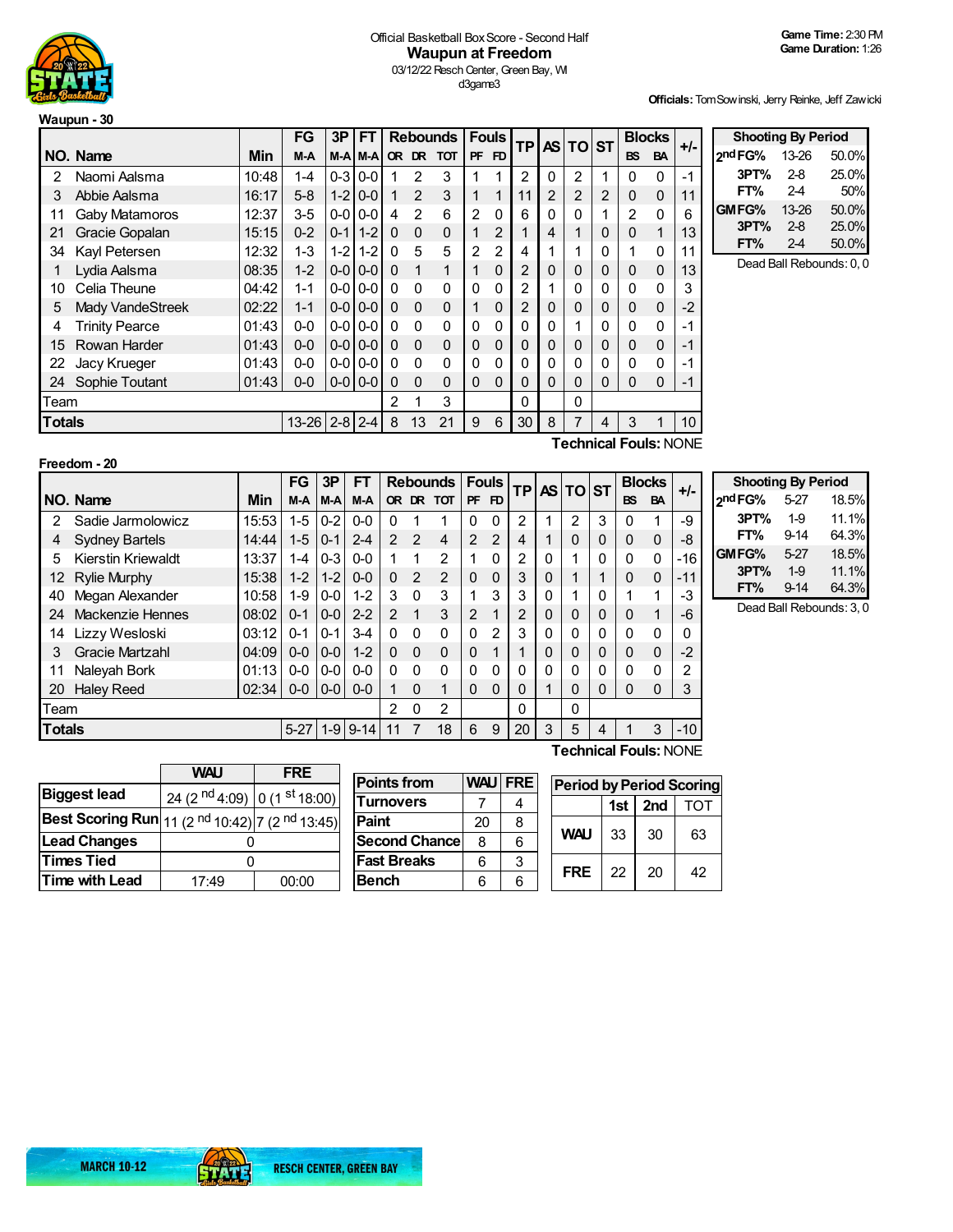Official Basketball Box Score - Second Half

# Waupun at Freedom

03/12/22 Resch Center, Green Bay, WI

d3game3

**Game Time:** 2:30 PM
**Game Duration:** 1:26

**Officials:** Tom Sowinski, Jerry Reinke, Jeff Zawicki

## Waupun - 30

| NO. | Name | Min | FG M-A | 3P M-A | FT M-A | OR | DR | TOT | PF | FD | TP | AS | TO | ST | BS | BA | +/- |
|---|---|---|---|---|---|---|---|---|---|---|---|---|---|---|---|---|---|
| 2 | Naomi Aalsma | 10:48 | 1-4 | 0-3 | 0-0 | 1 | 2 | 3 | 1 | 1 | 2 | 0 | 2 | 1 | 0 | 0 | -1 |
| 3 | Abbie Aalsma | 16:17 | 5-8 | 1-2 | 0-0 | 1 | 2 | 3 | 1 | 1 | 11 | 2 | 2 | 2 | 0 | 0 | 11 |
| 11 | Gaby Matamoros | 12:37 | 3-5 | 0-0 | 0-0 | 4 | 2 | 6 | 2 | 0 | 6 | 0 | 0 | 1 | 2 | 0 | 6 |
| 21 | Gracie Gopalan | 15:15 | 0-2 | 0-1 | 1-2 | 0 | 0 | 0 | 1 | 2 | 1 | 4 | 1 | 0 | 0 | 1 | 13 |
| 34 | Kayl Petersen | 12:32 | 1-3 | 1-2 | 1-2 | 0 | 5 | 5 | 2 | 2 | 4 | 1 | 1 | 0 | 1 | 0 | 11 |
| 1 | Lydia Aalsma | 08:35 | 1-2 | 0-0 | 0-0 | 0 | 1 | 1 | 1 | 0 | 2 | 0 | 0 | 0 | 0 | 0 | 13 |
| 10 | Celia Theune | 04:42 | 1-1 | 0-0 | 0-0 | 0 | 0 | 0 | 0 | 0 | 2 | 1 | 0 | 0 | 0 | 0 | 3 |
| 5 | Mady VandeStreek | 02:22 | 1-1 | 0-0 | 0-0 | 0 | 0 | 0 | 1 | 0 | 2 | 0 | 0 | 0 | 0 | 0 | -2 |
| 4 | Trinity Pearce | 01:43 | 0-0 | 0-0 | 0-0 | 0 | 0 | 0 | 0 | 0 | 0 | 0 | 1 | 0 | 0 | 0 | -1 |
| 15 | Rowan Harder | 01:43 | 0-0 | 0-0 | 0-0 | 0 | 0 | 0 | 0 | 0 | 0 | 0 | 0 | 0 | 0 | 0 | -1 |
| 22 | Jacy Krueger | 01:43 | 0-0 | 0-0 | 0-0 | 0 | 0 | 0 | 0 | 0 | 0 | 0 | 0 | 0 | 0 | 0 | -1 |
| 24 | Sophie Toutant | 01:43 | 0-0 | 0-0 | 0-0 | 0 | 0 | 0 | 0 | 0 | 0 | 0 | 0 | 0 | 0 | 0 | -1 |
| | Team | | | | | 2 | 1 | 3 | | | 0 | | 0 | | | | |
| | **Totals** | | 13-26 | 2-8 | 2-4 | 8 | 13 | 21 | 9 | 6 | 30 | 8 | 7 | 4 | 3 | 1 | 10 |

**Technical Fouls:** NONE

| Shooting By Period | | |
|---|---|---|
| 2nd FG% | 13-26 | 50.0% |
| 3PT% | 2-8 | 25.0% |
| FT% | 2-4 | 50% |
| GM FG% | 13-26 | 50.0% |
| 3PT% | 2-8 | 25.0% |
| FT% | 2-4 | 50.0% |

Dead Ball Rebounds: 0, 0

## Freedom - 20

| NO. | Name | Min | FG M-A | 3P M-A | FT M-A | OR | DR | TOT | PF | FD | TP | AS | TO | ST | BS | BA | +/- |
|---|---|---|---|---|---|---|---|---|---|---|---|---|---|---|---|---|---|
| 2 | Sadie Jarmolowicz | 15:53 | 1-5 | 0-2 | 0-0 | 0 | 1 | 1 | 0 | 0 | 2 | 1 | 2 | 3 | 0 | 1 | -9 |
| 4 | Sydney Bartels | 14:44 | 1-5 | 0-1 | 2-4 | 2 | 2 | 4 | 2 | 2 | 4 | 1 | 0 | 0 | 0 | 0 | -8 |
| 5 | Kierstin Kriewaldt | 13:37 | 1-4 | 0-3 | 0-0 | 1 | 1 | 2 | 1 | 0 | 2 | 0 | 1 | 0 | 0 | 0 | -16 |
| 12 | Rylie Murphy | 15:38 | 1-2 | 1-2 | 0-0 | 0 | 2 | 2 | 0 | 0 | 3 | 0 | 1 | 1 | 0 | 0 | -11 |
| 40 | Megan Alexander | 10:58 | 1-9 | 0-0 | 1-2 | 3 | 0 | 3 | 1 | 3 | 3 | 0 | 1 | 0 | 1 | 1 | -3 |
| 24 | Mackenzie Hennes | 08:02 | 0-1 | 0-0 | 2-2 | 2 | 1 | 3 | 2 | 1 | 2 | 0 | 0 | 0 | 0 | 1 | -6 |
| 14 | Lizzy Wesloski | 03:12 | 0-1 | 0-1 | 3-4 | 0 | 0 | 0 | 0 | 2 | 3 | 0 | 0 | 0 | 0 | 0 | 0 |
| 3 | Gracie Martzahl | 04:09 | 0-0 | 0-0 | 1-2 | 0 | 0 | 0 | 0 | 1 | 1 | 0 | 0 | 0 | 0 | 0 | -2 |
| 11 | Naleyah Bork | 01:13 | 0-0 | 0-0 | 0-0 | 0 | 0 | 0 | 0 | 0 | 0 | 0 | 0 | 0 | 0 | 0 | 2 |
| 20 | Haley Reed | 02:34 | 0-0 | 0-0 | 0-0 | 1 | 0 | 1 | 0 | 0 | 0 | 1 | 0 | 0 | 0 | 0 | 3 |
| | Team | | | | | 2 | 0 | 2 | | | 0 | | 0 | | | | |
| | **Totals** | | 5-27 | 1-9 | 9-14 | 11 | 7 | 18 | 6 | 9 | 20 | 3 | 5 | 4 | 1 | 3 | -10 |

**Technical Fouls:** NONE

| Shooting By Period | | |
|---|---|---|
| 2nd FG% | 5-27 | 18.5% |
| 3PT% | 1-9 | 11.1% |
| FT% | 9-14 | 64.3% |
| GM FG% | 5-27 | 18.5% |
| 3PT% | 1-9 | 11.1% |
| FT% | 9-14 | 64.3% |

Dead Ball Rebounds: 3, 0

| | WAU | FRE |
|---|---|---|
| Biggest lead | 24 (2nd 4:09) | 0 (1st 18:00) |
| Best Scoring Run | 11 (2nd 10:42) | 7 (2nd 13:45) |
| Lead Changes | 0 | |
| Times Tied | 0 | |
| Time with Lead | 17:49 | 00:00 |

| Points from | WAU | FRE |
|---|---|---|
| Turnovers | 7 | 4 |
| Paint | 20 | 8 |
| Second Chance | 8 | 6 |
| Fast Breaks | 6 | 3 |
| Bench | 6 | 6 |

| Period by Period Scoring | 1st | 2nd | TOT |
|---|---|---|---|
| WAU | 33 | 30 | 63 |
| FRE | 22 | 20 | 42 |

MARCH 10-12 RESCH CENTER, GREEN BAY